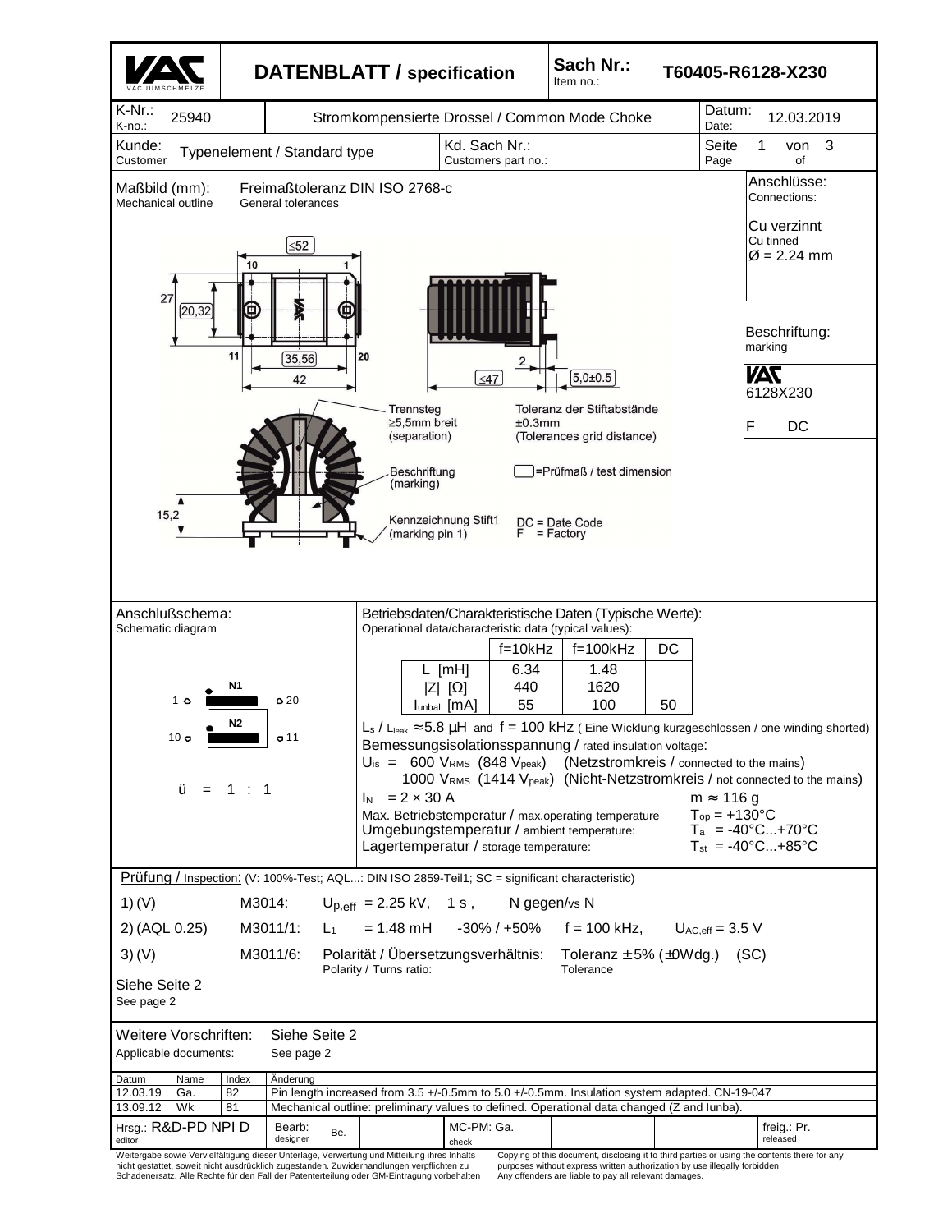# DATENBLATT / specification

**Sach Nr.:** Item no.: **T60405-R6128-X230**

| K-Nr.: K-no.: 25940 | Stromkompensierte Drossel / Common Mode Choke | Datum: Date: 12.03.2019 |
|---|---|---|
| Kunde: Customer: Typenelement / Standard type | Kd. Sach Nr.: Customers part no.: | Seite 1 von 3 Page of |

**Maßbild (mm):** Mechanical outline — Freimaßtoleranz DIN ISO 2768-c General tolerances

≤52, 10, 1, 27, 20,32, 11, 35,56, 20, 42, ≤47, 2, 5,0±0.5, 15,2

Trennsteg ≥5,5mm breit (separation)

Toleranz der Stiftabstände ±0.3mm (Tolerances grid distance)

Beschriftung (marking)

▭ = Prüfmaß / test dimension

Kennzeichnung Stift1 (marking pin 1)

DC = Date Code
F = Factory

**Anschlüsse:** Connections:

Cu verzinnt
Cu tinned
Ø = 2.24 mm

**Beschriftung:** marking

VAC
6128X230
F DC

**Anschlußschema:** Schematic diagram

1 — N1 — 20
10 — N2 — 11

ü = 1 : 1

**Betriebsdaten/Charakteristische Daten (Typische Werte):** Operational data/characteristic data (typical values):

| | f=10kHz | f=100kHz | DC |
|---|---|---|---|
| L [mH] | 6.34 | 1.48 | |
| \|Z\| [Ω] | 440 | 1620 | |
| $I_{unbal.}$ [mA] | 55 | 100 | 50 |

$L_s$ / $L_{leak}$ ≈ 5.8 µH and f = 100 kHz ( Eine Wicklung kurzgeschlossen / one winding shorted)

Bemessungsisolationsspannung / rated insulation voltage:

$U_{is}$ = 600 $V_{RMS}$ (848 $V_{peak}$) (Netzstromkreis / connected to the mains)
1000 $V_{RMS}$ (1414 $V_{peak}$) (Nicht-Netzstromkreis / not connected to the mains)

$I_N$ = 2 × 30 A — m ≈ 116 g

Max. Betriebstemperatur / max.operating temperature — $T_{op}$ = +130°C

Umgebungstemperatur / ambient temperature: — $T_a$ = -40°C...+70°C

Lagertemperatur / storage temperature: — $T_{st}$ = -40°C...+85°C

**Prüfung / Inspection:** (V: 100%-Test; AQL...: DIN ISO 2859-Teil1; SC = significant characteristic)

1) (V) M3014: $U_{p,eff}$ = 2.25 kV, 1 s , N gegen/vs N

2) (AQL 0.25) M3011/1: $L_1$ = 1.48 mH -30% / +50% f = 100 kHz, $U_{AC,eff}$ = 3.5 V

3) (V) M3011/6: Polarität / Übersetzungsverhältnis: Polarity / Turns ratio: Toleranz ± 5% (±0Wdg.) Tolerance (SC)

Siehe Seite 2
See page 2

**Weitere Vorschriften:** Applicable documents: Siehe Seite 2 See page 2

| Datum | Name | Index | Änderung |
|---|---|---|---|
| 12.03.19 | Ga. | 82 | Pin length increased from 3.5 +/-0.5mm to 5.0 +/-0.5mm. Insulation system adapted. CN-19-047 |
| 13.09.12 | Wk | 81 | Mechanical outline: preliminary values to defined. Operational data changed (Z and Iunbal). |

| Hrsg.: R&D-PD NPI D editor | Bearb: designer Be. | MC-PM: Ga. check | freig.: Pr. released |
|---|---|---|---|

Weitergabe sowie Vervielfältigung dieser Unterlage, Verwertung und Mitteilung ihres Inhalts nicht gestattet, soweit nicht ausdrücklich zugestanden. Zuwiderhandlungen verpflichten zu Schadenersatz. Alle Rechte für den Fall der Patenterteilung oder GM-Eintragung vorbehalten

Copying of this document, disclosing it to third parties or using the contents there for any purposes without express written authorization by use illegally forbidden. Any offenders are liable to pay all relevant damages.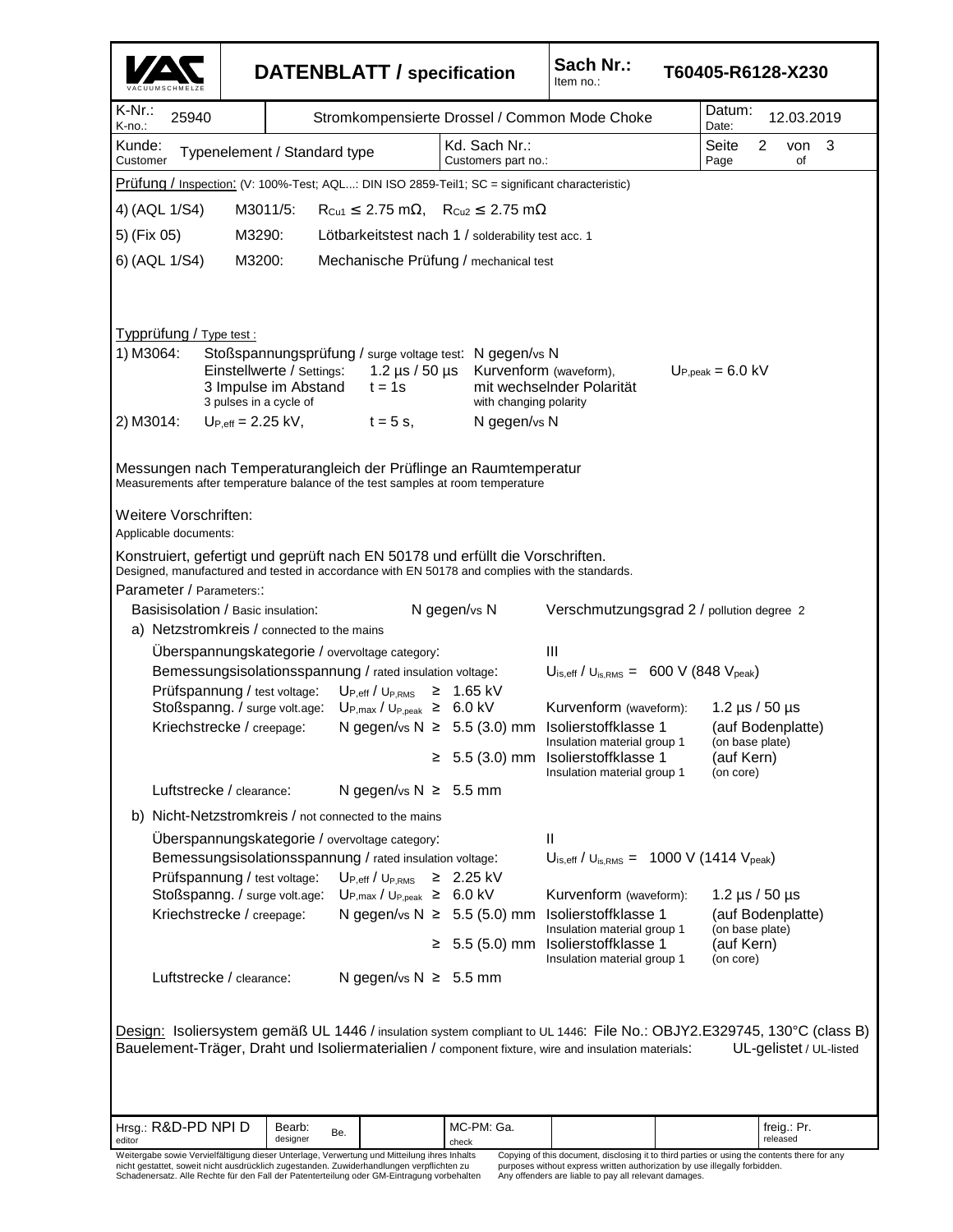| VAC VACUUMSCHMELZE | DATENBLATT / specification | Sach Nr.: Item no.: | T60405-R6128-X230 |
|---|---|---|---|
| K-Nr.: K-no.: 25940 | Stromkompensierte Drossel / Common Mode Choke | | Datum: Date: 12.03.2019 |
| Kunde: Customer Typenelement / Standard type | Kd. Sach Nr.: Customers part no.: | | Seite Page 2 von of 3 |

Prüfung / Inspection: (V: 100%-Test; AQL...: DIN ISO 2859-Teil1; SC = significant characteristic)

4) (AQL 1/S4) M3011/5: $R_{Cu1} \leq 2.75\ m\Omega$, $R_{Cu2} \leq 2.75\ m\Omega$

5) (Fix 05) M3290: Lötbarkeitstest nach 1 / solderability test acc. 1

6) (AQL 1/S4) M3200: Mechanische Prüfung / mechanical test

Typprüfung / Type test :

1) M3064: Stoßspannungsprüfung / surge voltage test: N gegen/vs N
Einstellwerte / Settings: 1.2 µs / 50 µs Kurvenform (waveform), $U_{P,peak} = 6.0$ kV
3 Impulse im Abstand / 3 pulses in a cycle of $t = 1s$ mit wechselnder Polarität / with changing polarity

2) M3014: $U_{P,eff} = 2.25$ kV, $t = 5$ s, N gegen/vs N

Messungen nach Temperaturangleich der Prüflinge an Raumtemperatur
Measurements after temperature balance of the test samples at room temperature

Weitere Vorschriften:
Applicable documents:

Konstruiert, gefertigt und geprüft nach EN 50178 und erfüllt die Vorschriften.
Designed, manufactured and tested in accordance with EN 50178 and complies with the standards.

Parameter / Parameters::

Basisisolation / Basic insulation: N gegen/vs N — Verschmutzungsgrad 2 / pollution degree 2

a) Netzstromkreis / connected to the mains

- Überspannungskategorie / overvoltage category: III
- Bemessungsisolationsspannung / rated insulation voltage: $U_{is,eff}$ / $U_{is,RMS}$ = 600 V (848 $V_{peak}$)
- Prüfspannung / test voltage: $U_{P,eff}$ / $U_{P,RMS}$ ≥ 1.65 kV
- Stoßspanng. / surge volt.age: $U_{P,max}$ / $U_{P,peak}$ ≥ 6.0 kV — Kurvenform (waveform): 1.2 µs / 50 µs
- Kriechstrecke / creepage: N gegen/vs N ≥ 5.5 (3.0) mm — Isolierstoffklasse 1 / Insulation material group 1 — (auf Bodenplatte) / (on base plate)
  ≥ 5.5 (3.0) mm — Isolierstoffklasse 1 / Insulation material group 1 — (auf Kern) / (on core)
- Luftstrecke / clearance: N gegen/vs N ≥ 5.5 mm

b) Nicht-Netzstromkreis / not connected to the mains

- Überspannungskategorie / overvoltage category: II
- Bemessungsisolationsspannung / rated insulation voltage: $U_{is,eff}$ / $U_{is,RMS}$ = 1000 V (1414 $V_{peak}$)
- Prüfspannung / test voltage: $U_{P,eff}$ / $U_{P,RMS}$ ≥ 2.25 kV
- Stoßspanng. / surge volt.age: $U_{P,max}$ / $U_{P,peak}$ ≥ 6.0 kV — Kurvenform (waveform): 1.2 µs / 50 µs
- Kriechstrecke / creepage: N gegen/vs N ≥ 5.5 (5.0) mm — Isolierstoffklasse 1 / Insulation material group 1 — (auf Bodenplatte) / (on base plate)
  ≥ 5.5 (5.0) mm — Isolierstoffklasse 1 / Insulation material group 1 — (auf Kern) / (on core)
- Luftstrecke / clearance: N gegen/vs N ≥ 5.5 mm

Design: Isoliersystem gemäß UL 1446 / insulation system compliant to UL 1446: File No.: OBJY2.E329745, 130°C (class B)
Bauelement-Träger, Draht und Isoliermaterialien / component fixture, wire and insulation materials: UL-gelistet / UL-listed

| Hrsg.: editor R&D-PD NPI D | Bearb: designer Be. | MC-PM: Ga. check | freig.: released Pr. |
|---|---|---|---|

Weitergabe sowie Vervielfältigung dieser Unterlage, Verwertung und Mitteilung ihres Inhalts nicht gestattet, soweit nicht ausdrücklich zugestanden. Zuwiderhandlungen verpflichten zu Schadenersatz. Alle Rechte für den Fall der Patenterteilung oder GM-Eintragung vorbehalten

Copying of this document, disclosing it to third parties or using the contents there for any purposes without express written authorization by use illegally forbidden. Any offenders are liable to pay all relevant damages.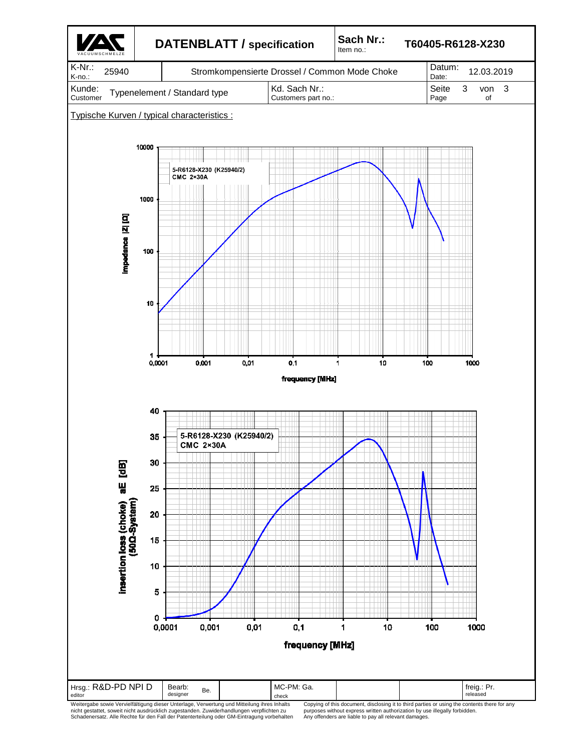| | | | |
|---|---|---|---|
| VAC VACUUMSCHMELZE | **DATENBLATT / specification** | **Sach Nr.:** Item no.: | **T60405-R6128-X230** |
| K-Nr.: K-no.: 25940 | Stromkompensierte Drossel / Common Mode Choke | | Datum: Date: 12.03.2019 |
| Kunde: Customer: Typenelement / Standard type | Kd. Sach Nr.: Customers part no.: | | Seite Page 3 von of 3 |

Typische Kurven / typical characteristics :

5-R6128-X230 (K25940/2)
CMC 2×30A

Impedance |Z| [Ω]

10000
1000
100
10
1

0,0001 0,001 0,01 0,1 1 10 100 1000

frequency [MHz]

5-R6128-X230 (K25940/2)
CMC 2×30A

Insertion loss (choke) aE [dB] (50Ω-System)

40
35
30
25
20
15
10
5
0

0,0001 0,001 0,01 0,1 1 10 100 1000

frequency [MHz]

| | | | | | |
|---|---|---|---|---|---|
| Hrsg.: R&D-PD NPI D editor | Bearb: designer Be. | | MC-PM: Ga. check | | freig.: Pr. released |

Weitergabe sowie Vervielfältigung dieser Unterlage, Verwertung und Mitteilung ihres Inhalts nicht gestattet, soweit nicht ausdrücklich zugestanden. Zuwiderhandlungen verpflichten zu Schadenersatz. Alle Rechte für den Fall der Patenterteilung oder GM-Eintragung vorbehalten

Copying of this document, disclosing it to third parties or using the contents there for any purposes without express written authorization by use illegally forbidden. Any offenders are liable to pay all relevant damages.